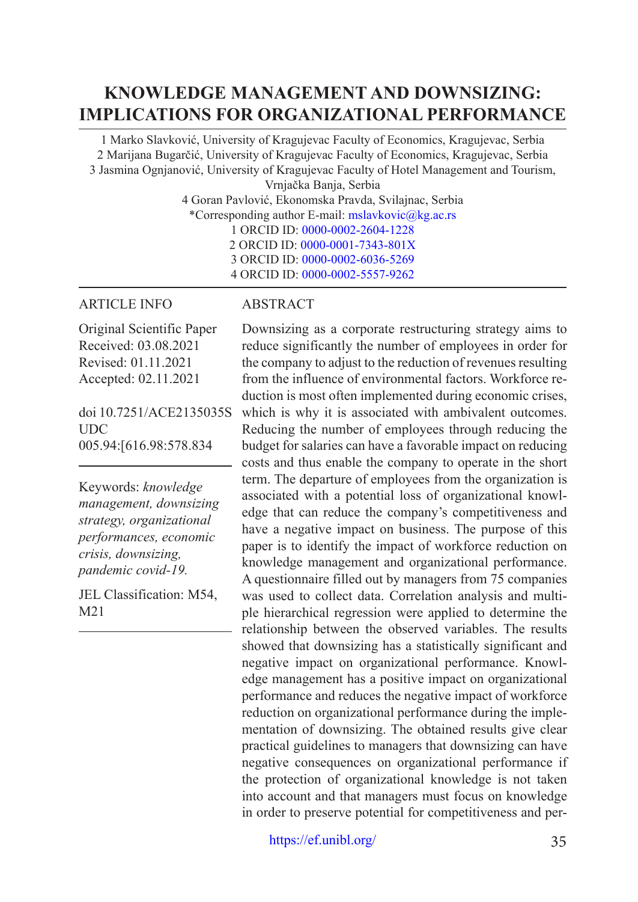# KNOWLEDGE MANAGEMENT AND DOWNSIZING: IMPLICATIONS FOR ORGANIZATIONAL PERFORMANCE

1 Marko Slavković, University of Kragujevac Faculty of Economics, Kragujevac, Serbia
2 Marijana Bugarčić, University of Kragujevac Faculty of Economics, Kragujevac, Serbia
3 Jasmina Ognjanović, University of Kragujevac Faculty of Hotel Management and Tourism, Vrnjačka Banja, Serbia
4 Goran Pavlović, Ekonomska Pravda, Svilajnac, Serbia
*Corresponding author E-mail: mslavkovic@kg.ac.rs
1 ORCID ID: 0000-0002-2604-1228
2 ORCID ID: 0000-0001-7343-801X
3 ORCID ID: 0000-0002-6036-5269
4 ORCID ID: 0000-0002-5557-9262

## ARTICLE INFO

Original Scientific Paper
Received: 03.08.2021
Revised: 01.11.2021
Accepted: 02.11.2021

doi 10.7251/ACE2135035S
UDC
005.94:[616.98:578.834

Keywords: *knowledge management, downsizing strategy, organizational performances, economic crisis, downsizing, pandemic covid-19.*

JEL Classification: M54, M21

## ABSTRACT

Downsizing as a corporate restructuring strategy aims to reduce significantly the number of employees in order for the company to adjust to the reduction of revenues resulting from the influence of environmental factors. Workforce reduction is most often implemented during economic crises, which is why it is associated with ambivalent outcomes. Reducing the number of employees through reducing the budget for salaries can have a favorable impact on reducing costs and thus enable the company to operate in the short term. The departure of employees from the organization is associated with a potential loss of organizational knowledge that can reduce the company's competitiveness and have a negative impact on business. The purpose of this paper is to identify the impact of workforce reduction on knowledge management and organizational performance. A questionnaire filled out by managers from 75 companies was used to collect data. Correlation analysis and multiple hierarchical regression were applied to determine the relationship between the observed variables. The results showed that downsizing has a statistically significant and negative impact on organizational performance. Knowledge management has a positive impact on organizational performance and reduces the negative impact of workforce reduction on organizational performance during the implementation of downsizing. The obtained results give clear practical guidelines to managers that downsizing can have negative consequences on organizational performance if the protection of organizational knowledge is not taken into account and that managers must focus on knowledge in order to preserve potential for competitiveness and per-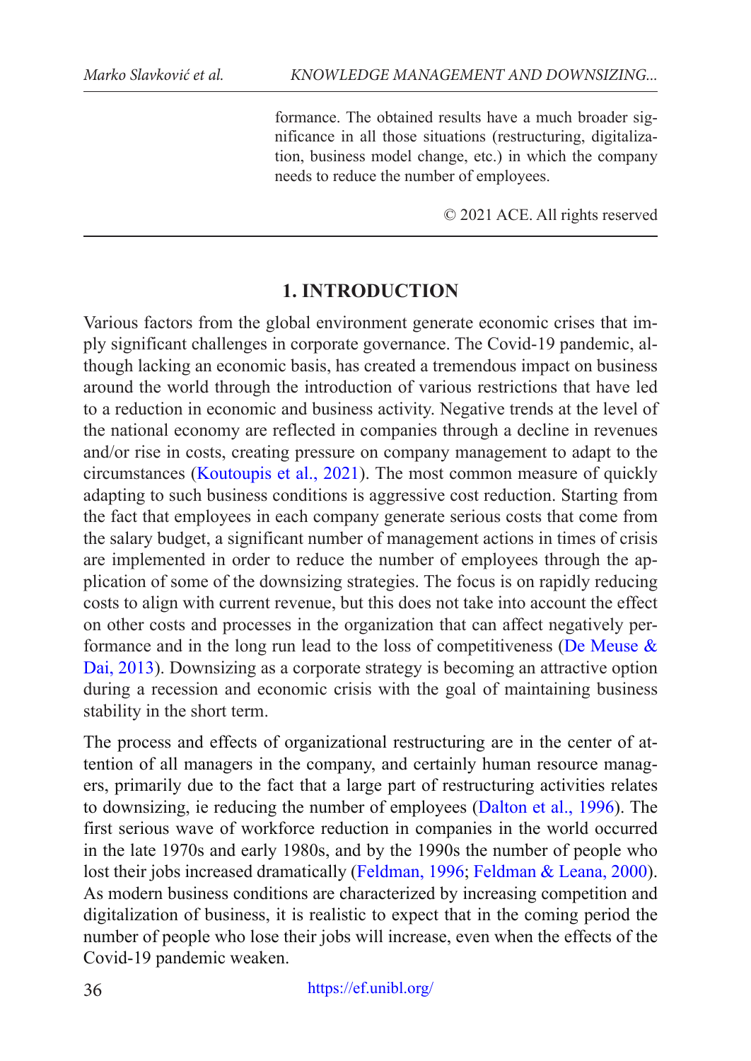formance. The obtained results have a much broader significance in all those situations (restructuring, digitalization, business model change, etc.) in which the company needs to reduce the number of employees.

© 2021 ACE. All rights reserved

## 1. INTRODUCTION

Various factors from the global environment generate economic crises that imply significant challenges in corporate governance. The Covid-19 pandemic, although lacking an economic basis, has created a tremendous impact on business around the world through the introduction of various restrictions that have led to a reduction in economic and business activity. Negative trends at the level of the national economy are reflected in companies through a decline in revenues and/or rise in costs, creating pressure on company management to adapt to the circumstances (Koutoupis et al., 2021). The most common measure of quickly adapting to such business conditions is aggressive cost reduction. Starting from the fact that employees in each company generate serious costs that come from the salary budget, a significant number of management actions in times of crisis are implemented in order to reduce the number of employees through the application of some of the downsizing strategies. The focus is on rapidly reducing costs to align with current revenue, but this does not take into account the effect on other costs and processes in the organization that can affect negatively performance and in the long run lead to the loss of competitiveness (De Meuse & Dai, 2013). Downsizing as a corporate strategy is becoming an attractive option during a recession and economic crisis with the goal of maintaining business stability in the short term.

The process and effects of organizational restructuring are in the center of attention of all managers in the company, and certainly human resource managers, primarily due to the fact that a large part of restructuring activities relates to downsizing, ie reducing the number of employees (Dalton et al., 1996). The first serious wave of workforce reduction in companies in the world occurred in the late 1970s and early 1980s, and by the 1990s the number of people who lost their jobs increased dramatically (Feldman, 1996; Feldman & Leana, 2000). As modern business conditions are characterized by increasing competition and digitalization of business, it is realistic to expect that in the coming period the number of people who lose their jobs will increase, even when the effects of the Covid-19 pandemic weaken.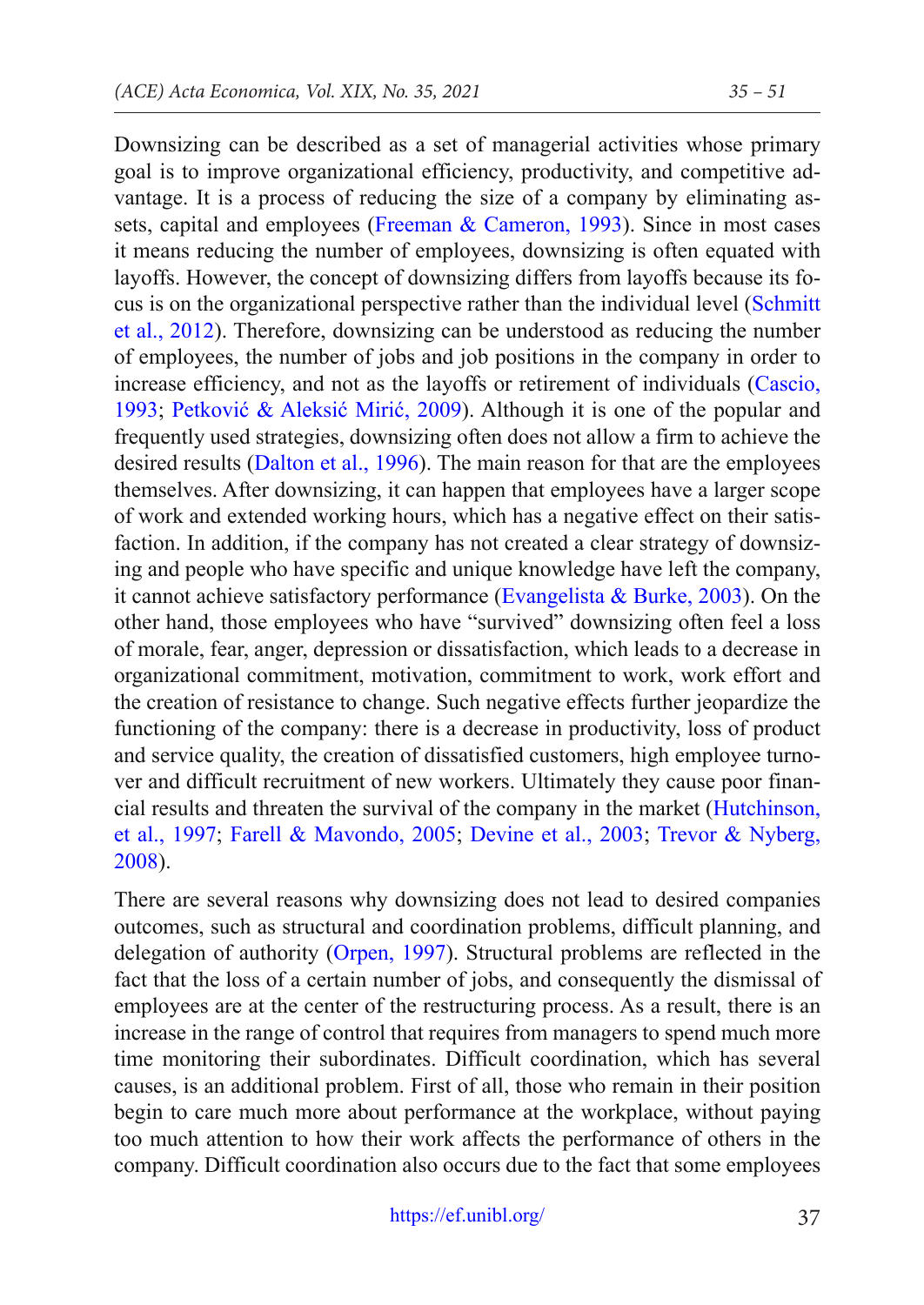Downsizing can be described as a set of managerial activities whose primary goal is to improve organizational efficiency, productivity, and competitive advantage. It is a process of reducing the size of a company by eliminating assets, capital and employees (Freeman & Cameron, 1993). Since in most cases it means reducing the number of employees, downsizing is often equated with layoffs. However, the concept of downsizing differs from layoffs because its focus is on the organizational perspective rather than the individual level (Schmitt et al., 2012). Therefore, downsizing can be understood as reducing the number of employees, the number of jobs and job positions in the company in order to increase efficiency, and not as the layoffs or retirement of individuals (Cascio, 1993; Petković & Aleksić Mirić, 2009). Although it is one of the popular and frequently used strategies, downsizing often does not allow a firm to achieve the desired results (Dalton et al., 1996). The main reason for that are the employees themselves. After downsizing, it can happen that employees have a larger scope of work and extended working hours, which has a negative effect on their satisfaction. In addition, if the company has not created a clear strategy of downsizing and people who have specific and unique knowledge have left the company, it cannot achieve satisfactory performance (Evangelista & Burke, 2003). On the other hand, those employees who have "survived" downsizing often feel a loss of morale, fear, anger, depression or dissatisfaction, which leads to a decrease in organizational commitment, motivation, commitment to work, work effort and the creation of resistance to change. Such negative effects further jeopardize the functioning of the company: there is a decrease in productivity, loss of product and service quality, the creation of dissatisfied customers, high employee turnover and difficult recruitment of new workers. Ultimately they cause poor financial results and threaten the survival of the company in the market (Hutchinson, et al., 1997; Farell & Mavondo, 2005; Devine et al., 2003; Trevor & Nyberg, 2008).

There are several reasons why downsizing does not lead to desired companies outcomes, such as structural and coordination problems, difficult planning, and delegation of authority (Orpen, 1997). Structural problems are reflected in the fact that the loss of a certain number of jobs, and consequently the dismissal of employees are at the center of the restructuring process. As a result, there is an increase in the range of control that requires from managers to spend much more time monitoring their subordinates. Difficult coordination, which has several causes, is an additional problem. First of all, those who remain in their position begin to care much more about performance at the workplace, without paying too much attention to how their work affects the performance of others in the company. Difficult coordination also occurs due to the fact that some employees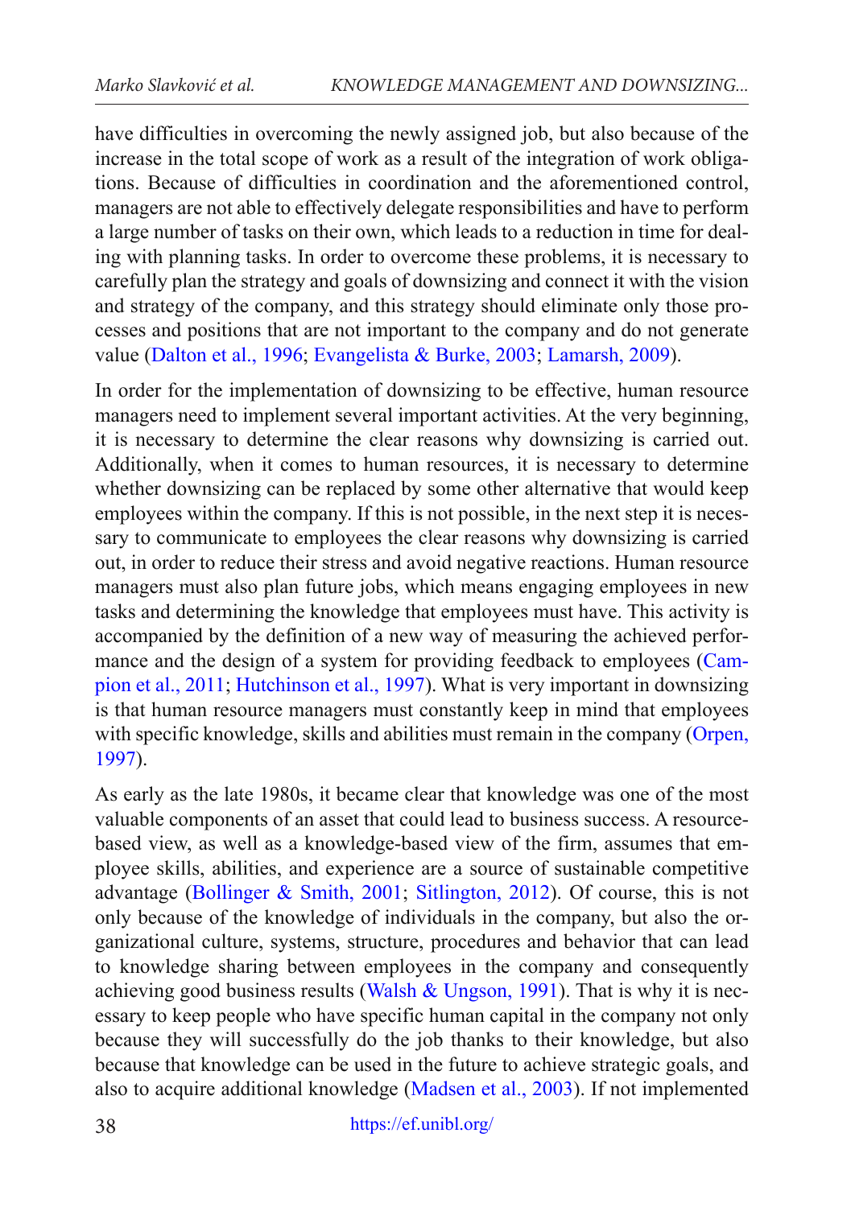have difficulties in overcoming the newly assigned job, but also because of the increase in the total scope of work as a result of the integration of work obligations. Because of difficulties in coordination and the aforementioned control, managers are not able to effectively delegate responsibilities and have to perform a large number of tasks on their own, which leads to a reduction in time for dealing with planning tasks. In order to overcome these problems, it is necessary to carefully plan the strategy and goals of downsizing and connect it with the vision and strategy of the company, and this strategy should eliminate only those processes and positions that are not important to the company and do not generate value (Dalton et al., 1996; Evangelista & Burke, 2003; Lamarsh, 2009).

In order for the implementation of downsizing to be effective, human resource managers need to implement several important activities. At the very beginning, it is necessary to determine the clear reasons why downsizing is carried out. Additionally, when it comes to human resources, it is necessary to determine whether downsizing can be replaced by some other alternative that would keep employees within the company. If this is not possible, in the next step it is necessary to communicate to employees the clear reasons why downsizing is carried out, in order to reduce their stress and avoid negative reactions. Human resource managers must also plan future jobs, which means engaging employees in new tasks and determining the knowledge that employees must have. This activity is accompanied by the definition of a new way of measuring the achieved performance and the design of a system for providing feedback to employees (Campion et al., 2011; Hutchinson et al., 1997). What is very important in downsizing is that human resource managers must constantly keep in mind that employees with specific knowledge, skills and abilities must remain in the company (Orpen, 1997).

As early as the late 1980s, it became clear that knowledge was one of the most valuable components of an asset that could lead to business success. A resource-based view, as well as a knowledge-based view of the firm, assumes that employee skills, abilities, and experience are a source of sustainable competitive advantage (Bollinger & Smith, 2001; Sitlington, 2012). Of course, this is not only because of the knowledge of individuals in the company, but also the organizational culture, systems, structure, procedures and behavior that can lead to knowledge sharing between employees in the company and consequently achieving good business results (Walsh & Ungson, 1991). That is why it is necessary to keep people who have specific human capital in the company not only because they will successfully do the job thanks to their knowledge, but also because that knowledge can be used in the future to achieve strategic goals, and also to acquire additional knowledge (Madsen et al., 2003). If not implemented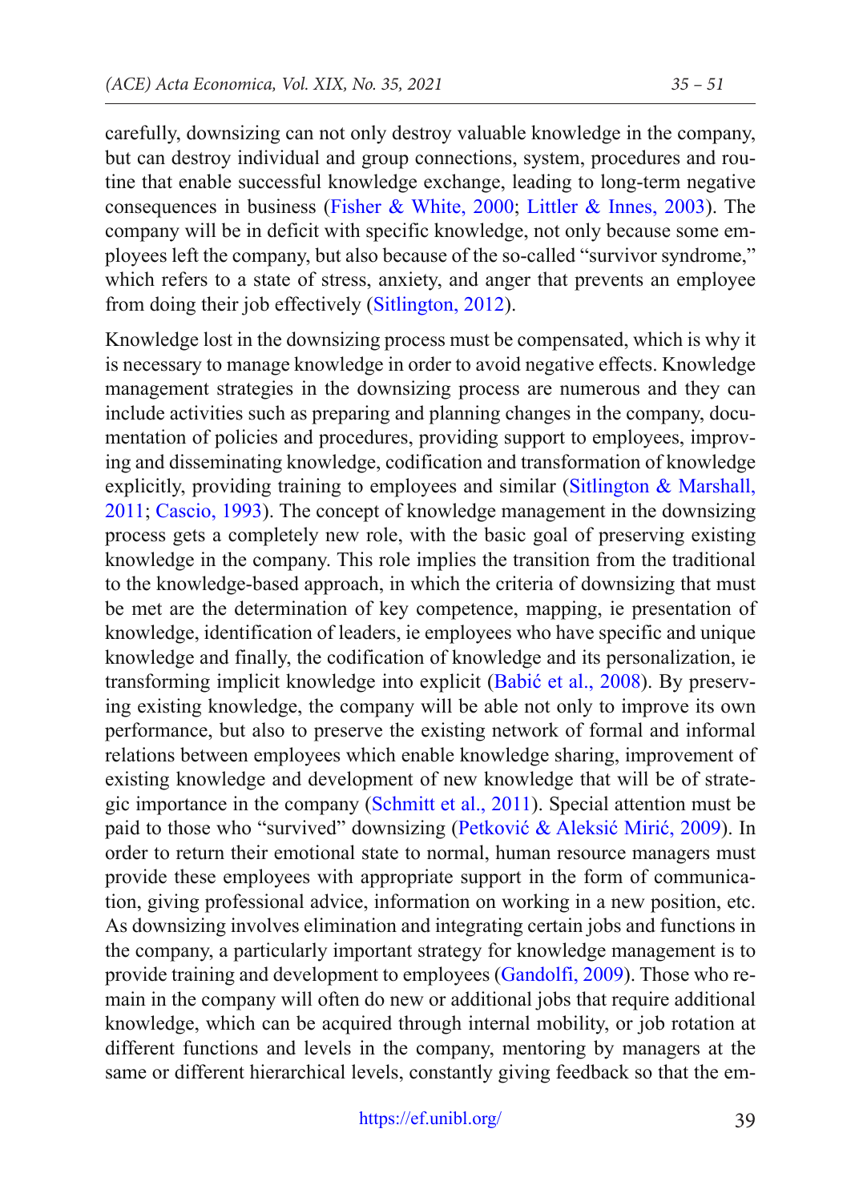carefully, downsizing can not only destroy valuable knowledge in the company, but can destroy individual and group connections, system, procedures and routine that enable successful knowledge exchange, leading to long-term negative consequences in business (Fisher & White, 2000; Littler & Innes, 2003). The company will be in deficit with specific knowledge, not only because some employees left the company, but also because of the so-called "survivor syndrome," which refers to a state of stress, anxiety, and anger that prevents an employee from doing their job effectively (Sitlington, 2012).

Knowledge lost in the downsizing process must be compensated, which is why it is necessary to manage knowledge in order to avoid negative effects. Knowledge management strategies in the downsizing process are numerous and they can include activities such as preparing and planning changes in the company, documentation of policies and procedures, providing support to employees, improving and disseminating knowledge, codification and transformation of knowledge explicitly, providing training to employees and similar (Sitlington & Marshall, 2011; Cascio, 1993). The concept of knowledge management in the downsizing process gets a completely new role, with the basic goal of preserving existing knowledge in the company. This role implies the transition from the traditional to the knowledge-based approach, in which the criteria of downsizing that must be met are the determination of key competence, mapping, ie presentation of knowledge, identification of leaders, ie employees who have specific and unique knowledge and finally, the codification of knowledge and its personalization, ie transforming implicit knowledge into explicit (Babić et al., 2008). By preserving existing knowledge, the company will be able not only to improve its own performance, but also to preserve the existing network of formal and informal relations between employees which enable knowledge sharing, improvement of existing knowledge and development of new knowledge that will be of strategic importance in the company (Schmitt et al., 2011). Special attention must be paid to those who "survived" downsizing (Petković & Aleksić Mirić, 2009). In order to return their emotional state to normal, human resource managers must provide these employees with appropriate support in the form of communication, giving professional advice, information on working in a new position, etc. As downsizing involves elimination and integrating certain jobs and functions in the company, a particularly important strategy for knowledge management is to provide training and development to employees (Gandolfi, 2009). Those who remain in the company will often do new or additional jobs that require additional knowledge, which can be acquired through internal mobility, or job rotation at different functions and levels in the company, mentoring by managers at the same or different hierarchical levels, constantly giving feedback so that the em-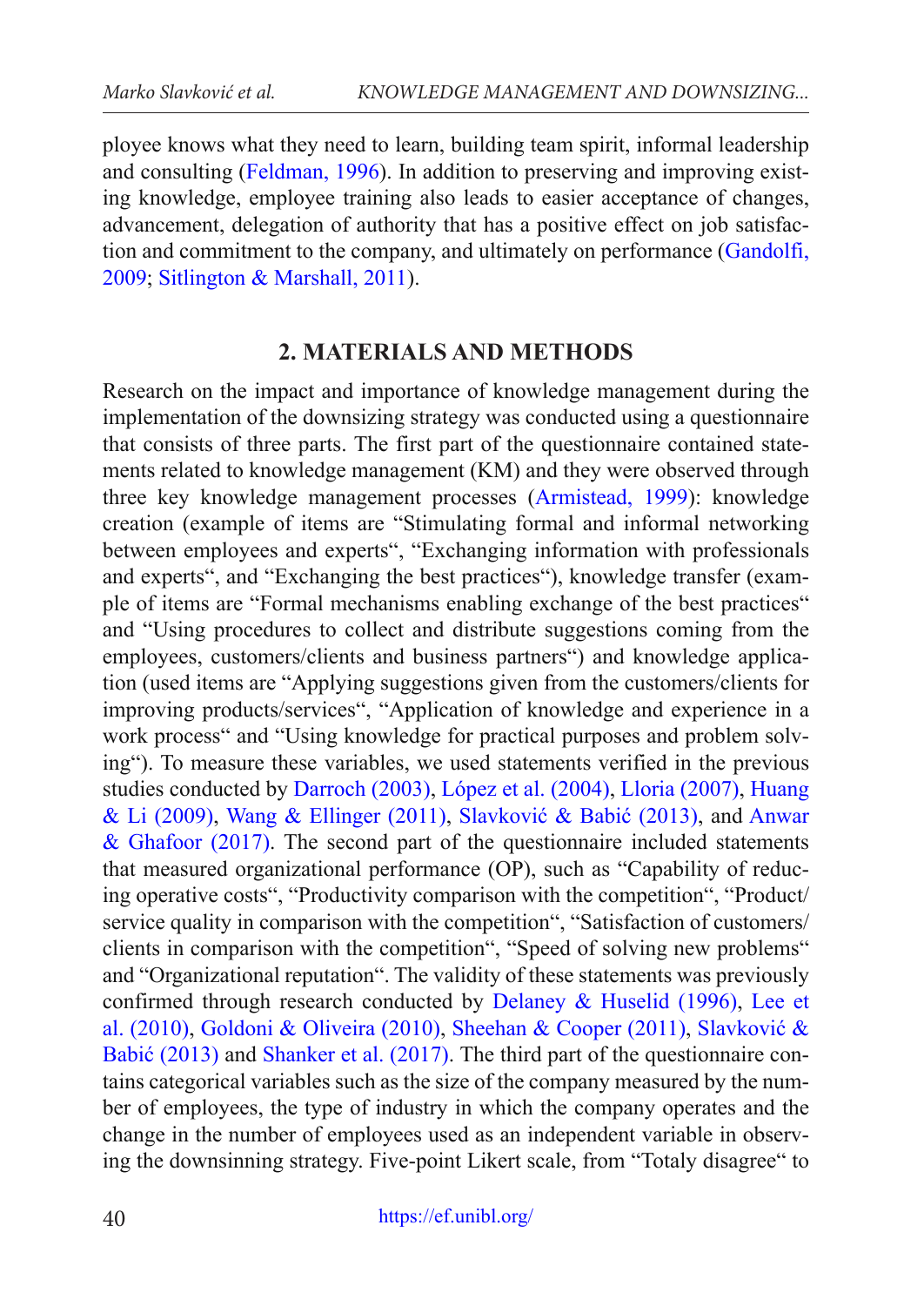ployee knows what they need to learn, building team spirit, informal leadership and consulting (Feldman, 1996). In addition to preserving and improving existing knowledge, employee training also leads to easier acceptance of changes, advancement, delegation of authority that has a positive effect on job satisfaction and commitment to the company, and ultimately on performance (Gandolfi, 2009; Sitlington & Marshall, 2011).

## 2. MATERIALS AND METHODS

Research on the impact and importance of knowledge management during the implementation of the downsizing strategy was conducted using a questionnaire that consists of three parts. The first part of the questionnaire contained statements related to knowledge management (KM) and they were observed through three key knowledge management processes (Armistead, 1999): knowledge creation (example of items are "Stimulating formal and informal networking between employees and experts", "Exchanging information with professionals and experts", and "Exchanging the best practices"), knowledge transfer (example of items are "Formal mechanisms enabling exchange of the best practices" and "Using procedures to collect and distribute suggestions coming from the employees, customers/clients and business partners") and knowledge application (used items are "Applying suggestions given from the customers/clients for improving products/services", "Application of knowledge and experience in a work process" and "Using knowledge for practical purposes and problem solving"). To measure these variables, we used statements verified in the previous studies conducted by Darroch (2003), López et al. (2004), Lloria (2007), Huang & Li (2009), Wang & Ellinger (2011), Slavković & Babić (2013), and Anwar & Ghafoor (2017). The second part of the questionnaire included statements that measured organizational performance (OP), such as "Capability of reducing operative costs", "Productivity comparison with the competition", "Product/service quality in comparison with the competition", "Satisfaction of customers/clients in comparison with the competition", "Speed of solving new problems" and "Organizational reputation". The validity of these statements was previously confirmed through research conducted by Delaney & Huselid (1996), Lee et al. (2010), Goldoni & Oliveira (2010), Sheehan & Cooper (2011), Slavković & Babić (2013) and Shanker et al. (2017). The third part of the questionnaire contains categorical variables such as the size of the company measured by the number of employees, the type of industry in which the company operates and the change in the number of employees used as an independent variable in observing the downsinning strategy. Five-point Likert scale, from "Totaly disagree" to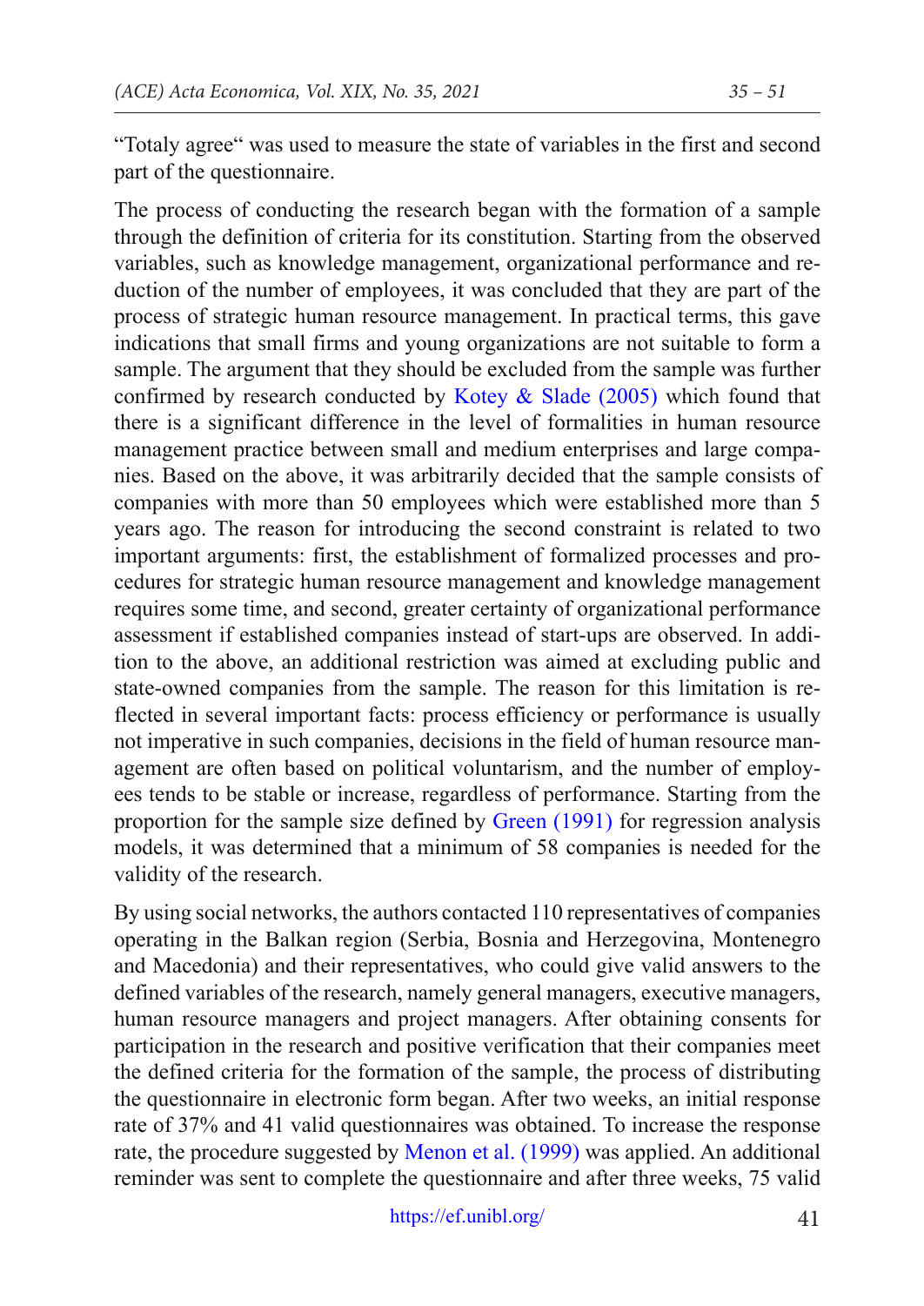"Totaly agree" was used to measure the state of variables in the first and second part of the questionnaire.

The process of conducting the research began with the formation of a sample through the definition of criteria for its constitution. Starting from the observed variables, such as knowledge management, organizational performance and reduction of the number of employees, it was concluded that they are part of the process of strategic human resource management. In practical terms, this gave indications that small firms and young organizations are not suitable to form a sample. The argument that they should be excluded from the sample was further confirmed by research conducted by Kotey & Slade (2005) which found that there is a significant difference in the level of formalities in human resource management practice between small and medium enterprises and large companies. Based on the above, it was arbitrarily decided that the sample consists of companies with more than 50 employees which were established more than 5 years ago. The reason for introducing the second constraint is related to two important arguments: first, the establishment of formalized processes and procedures for strategic human resource management and knowledge management requires some time, and second, greater certainty of organizational performance assessment if established companies instead of start-ups are observed. In addition to the above, an additional restriction was aimed at excluding public and state-owned companies from the sample. The reason for this limitation is reflected in several important facts: process efficiency or performance is usually not imperative in such companies, decisions in the field of human resource management are often based on political voluntarism, and the number of employees tends to be stable or increase, regardless of performance. Starting from the proportion for the sample size defined by Green (1991) for regression analysis models, it was determined that a minimum of 58 companies is needed for the validity of the research.

By using social networks, the authors contacted 110 representatives of companies operating in the Balkan region (Serbia, Bosnia and Herzegovina, Montenegro and Macedonia) and their representatives, who could give valid answers to the defined variables of the research, namely general managers, executive managers, human resource managers and project managers. After obtaining consents for participation in the research and positive verification that their companies meet the defined criteria for the formation of the sample, the process of distributing the questionnaire in electronic form began. After two weeks, an initial response rate of 37% and 41 valid questionnaires was obtained. To increase the response rate, the procedure suggested by Menon et al. (1999) was applied. An additional reminder was sent to complete the questionnaire and after three weeks, 75 valid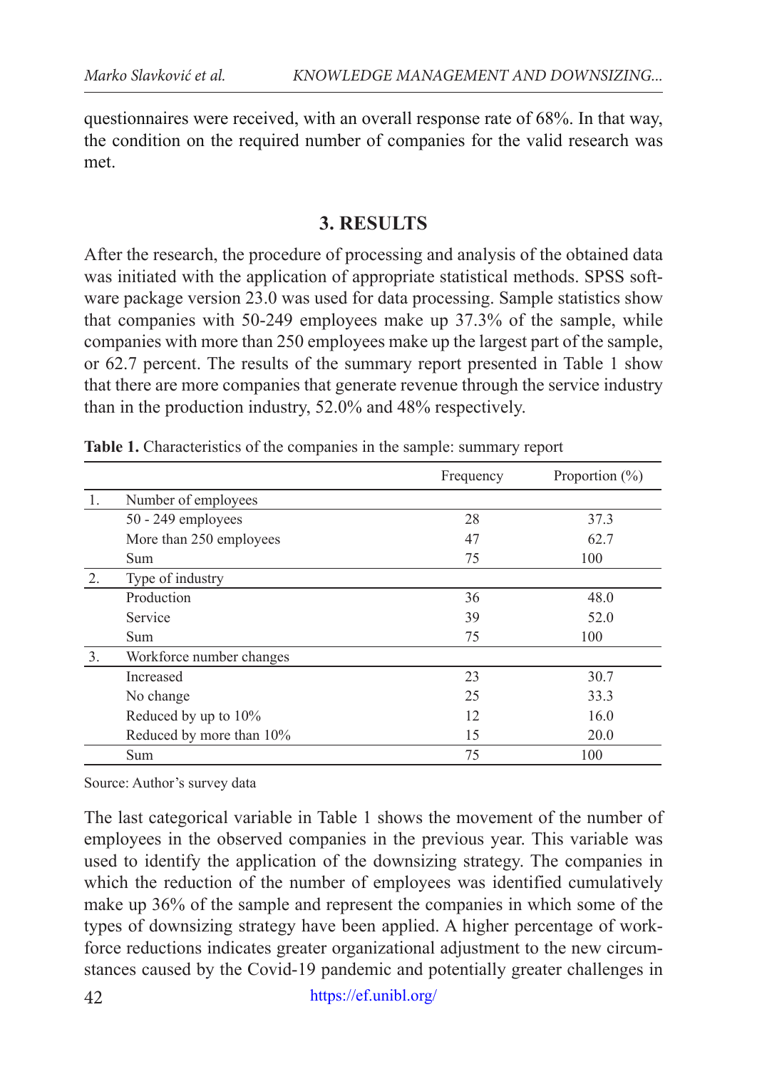questionnaires were received, with an overall response rate of 68%. In that way, the condition on the required number of companies for the valid research was met.

## 3. RESULTS

After the research, the procedure of processing and analysis of the obtained data was initiated with the application of appropriate statistical methods. SPSS software package version 23.0 was used for data processing. Sample statistics show that companies with 50-249 employees make up 37.3% of the sample, while companies with more than 250 employees make up the largest part of the sample, or 62.7 percent. The results of the summary report presented in Table 1 show that there are more companies that generate revenue through the service industry than in the production industry, 52.0% and 48% respectively.

**Table 1.** Characteristics of the companies in the sample: summary report

| | | Frequency | Proportion (%) |
|---|---|---|---|
| 1. | Number of employees | | |
| | 50 - 249 employees | 28 | 37.3 |
| | More than 250 employees | 47 | 62.7 |
| | Sum | 75 | 100 |
| 2. | Type of industry | | |
| | Production | 36 | 48.0 |
| | Service | 39 | 52.0 |
| | Sum | 75 | 100 |
| 3. | Workforce number changes | | |
| | Increased | 23 | 30.7 |
| | No change | 25 | 33.3 |
| | Reduced by up to 10% | 12 | 16.0 |
| | Reduced by more than 10% | 15 | 20.0 |
| | Sum | 75 | 100 |

Source: Author's survey data

The last categorical variable in Table 1 shows the movement of the number of employees in the observed companies in the previous year. This variable was used to identify the application of the downsizing strategy. The companies in which the reduction of the number of employees was identified cumulatively make up 36% of the sample and represent the companies in which some of the types of downsizing strategy have been applied. A higher percentage of workforce reductions indicates greater organizational adjustment to the new circumstances caused by the Covid-19 pandemic and potentially greater challenges in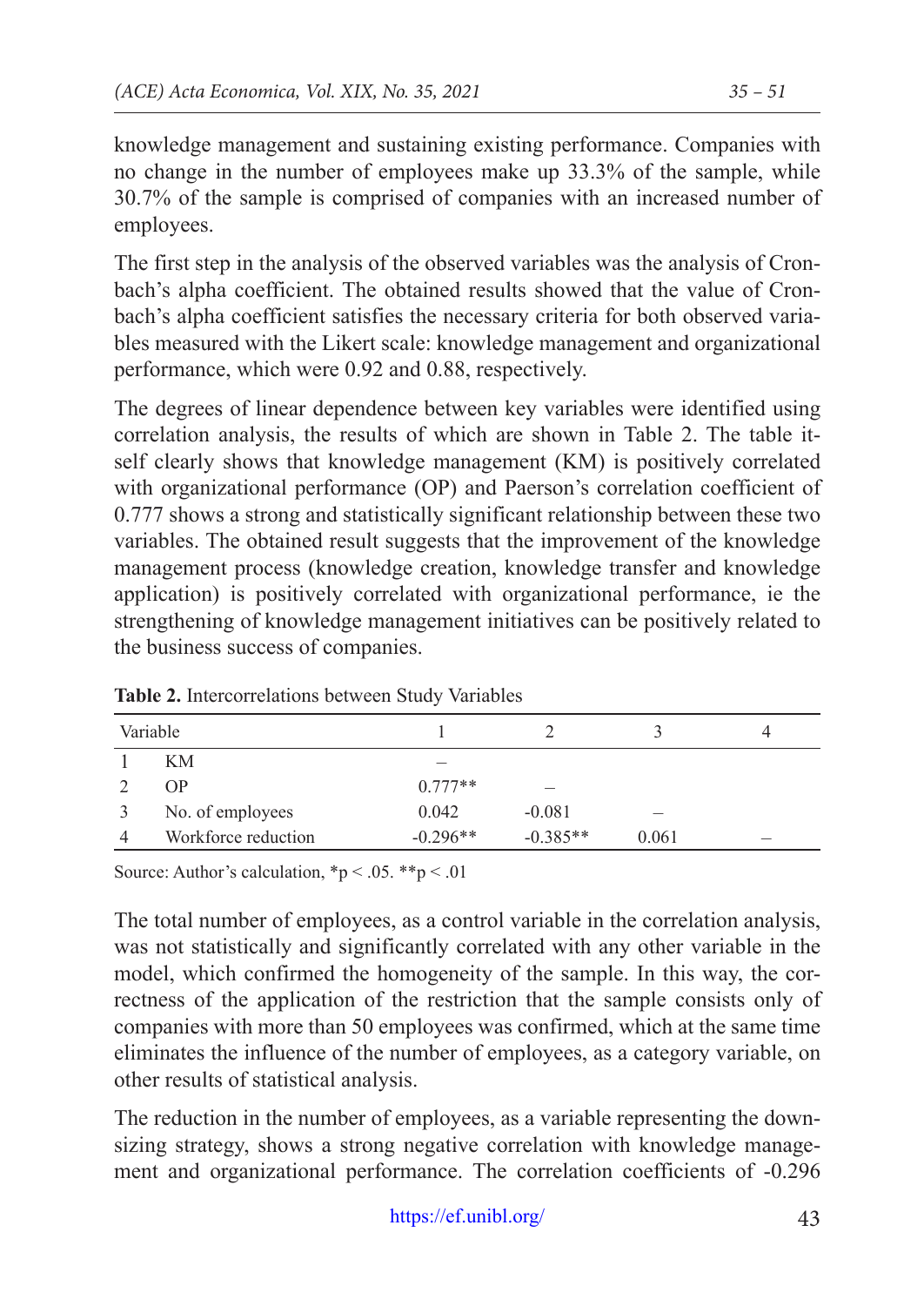knowledge management and sustaining existing performance. Companies with no change in the number of employees make up 33.3% of the sample, while 30.7% of the sample is comprised of companies with an increased number of employees.

The first step in the analysis of the observed variables was the analysis of Cronbach's alpha coefficient. The obtained results showed that the value of Cronbach's alpha coefficient satisfies the necessary criteria for both observed variables measured with the Likert scale: knowledge management and organizational performance, which were 0.92 and 0.88, respectively.

The degrees of linear dependence between key variables were identified using correlation analysis, the results of which are shown in Table 2. The table itself clearly shows that knowledge management (KM) is positively correlated with organizational performance (OP) and Paerson's correlation coefficient of 0.777 shows a strong and statistically significant relationship between these two variables. The obtained result suggests that the improvement of the knowledge management process (knowledge creation, knowledge transfer and knowledge application) is positively correlated with organizational performance, ie the strengthening of knowledge management initiatives can be positively related to the business success of companies.

**Table 2.** Intercorrelations between Study Variables

| | Variable | 1 | 2 | 3 | 4 |
|---|---|---|---|---|---|
| 1 | KM | – | | | |
| 2 | OP | 0.777** | – | | |
| 3 | No. of employees | 0.042 | -0.081 | – | |
| 4 | Workforce reduction | -0.296** | -0.385** | 0.061 | – |

Source: Author's calculation, *p < .05. **p < .01

The total number of employees, as a control variable in the correlation analysis, was not statistically and significantly correlated with any other variable in the model, which confirmed the homogeneity of the sample. In this way, the correctness of the application of the restriction that the sample consists only of companies with more than 50 employees was confirmed, which at the same time eliminates the influence of the number of employees, as a category variable, on other results of statistical analysis.

The reduction in the number of employees, as a variable representing the downsizing strategy, shows a strong negative correlation with knowledge management and organizational performance. The correlation coefficients of -0.296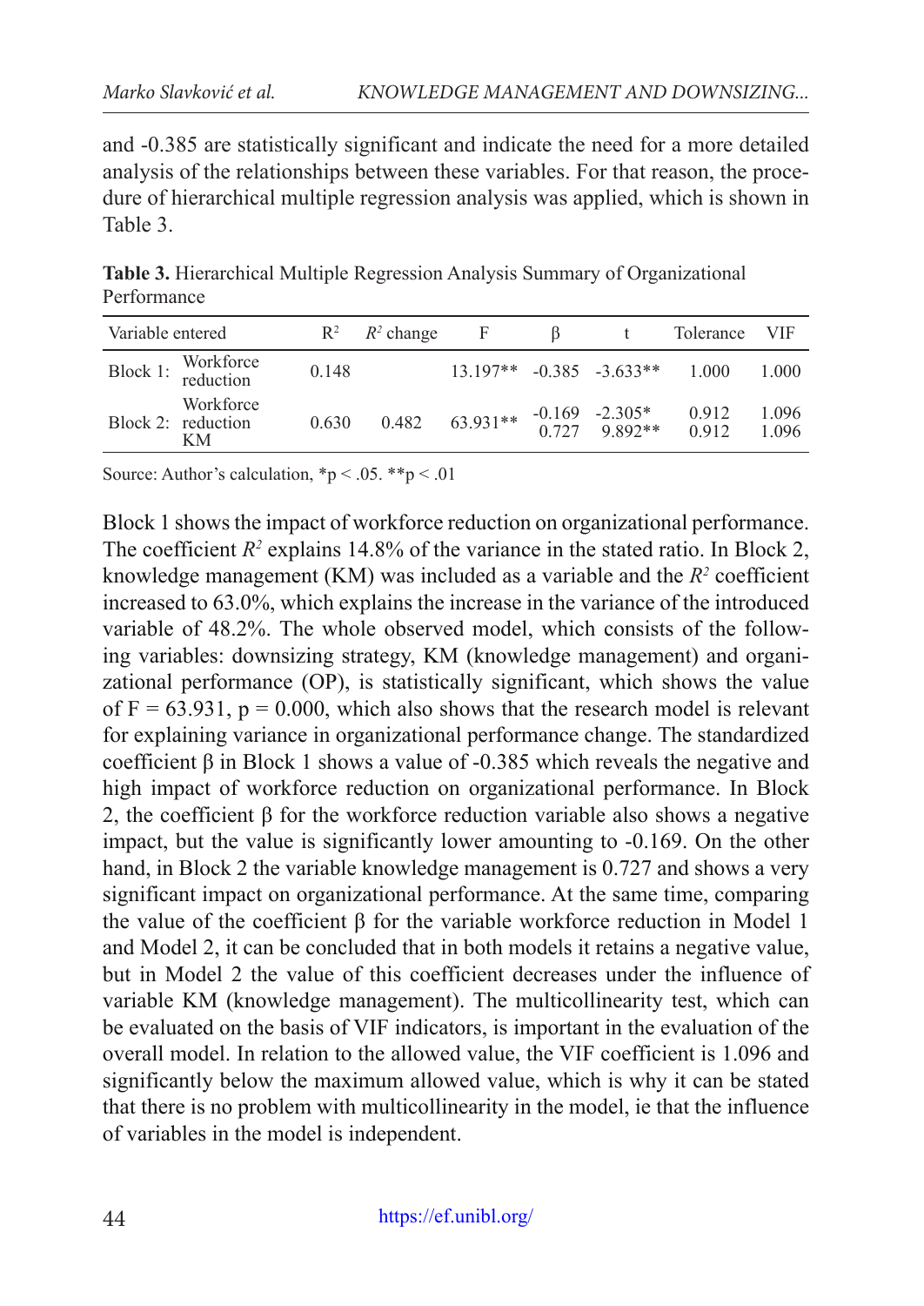and -0.385 are statistically significant and indicate the need for a more detailed analysis of the relationships between these variables. For that reason, the procedure of hierarchical multiple regression analysis was applied, which is shown in Table 3.

**Table 3.** Hierarchical Multiple Regression Analysis Summary of Organizational Performance

| Variable entered | | $R^2$ | $R^2$ change | F | β | t | Tolerance | VIF |
|---|---|---|---|---|---|---|---|---|
| Block 1: | Workforce reduction | 0.148 | | 13.197** | -0.385 | -3.633** | 1.000 | 1.000 |
| Block 2: | Workforce reduction | 0.630 | 0.482 | 63.931** | -0.169 | -2.305* | 0.912 | 1.096 |
| | KM | | | | 0.727 | 9.892** | 0.912 | 1.096 |

Source: Author's calculation, $*p < .05$. $**p < .01$

Block 1 shows the impact of workforce reduction on organizational performance. The coefficient $R^2$ explains 14.8% of the variance in the stated ratio. In Block 2, knowledge management (KM) was included as a variable and the $R^2$ coefficient increased to 63.0%, which explains the increase in the variance of the introduced variable of 48.2%. The whole observed model, which consists of the following variables: downsizing strategy, KM (knowledge management) and organizational performance (OP), is statistically significant, which shows the value of $F = 63.931$, $p = 0.000$, which also shows that the research model is relevant for explaining variance in organizational performance change. The standardized coefficient β in Block 1 shows a value of -0.385 which reveals the negative and high impact of workforce reduction on organizational performance. In Block 2, the coefficient β for the workforce reduction variable also shows a negative impact, but the value is significantly lower amounting to -0.169. On the other hand, in Block 2 the variable knowledge management is 0.727 and shows a very significant impact on organizational performance. At the same time, comparing the value of the coefficient β for the variable workforce reduction in Model 1 and Model 2, it can be concluded that in both models it retains a negative value, but in Model 2 the value of this coefficient decreases under the influence of variable KM (knowledge management). The multicollinearity test, which can be evaluated on the basis of VIF indicators, is important in the evaluation of the overall model. In relation to the allowed value, the VIF coefficient is 1.096 and significantly below the maximum allowed value, which is why it can be stated that there is no problem with multicollinearity in the model, ie that the influence of variables in the model is independent.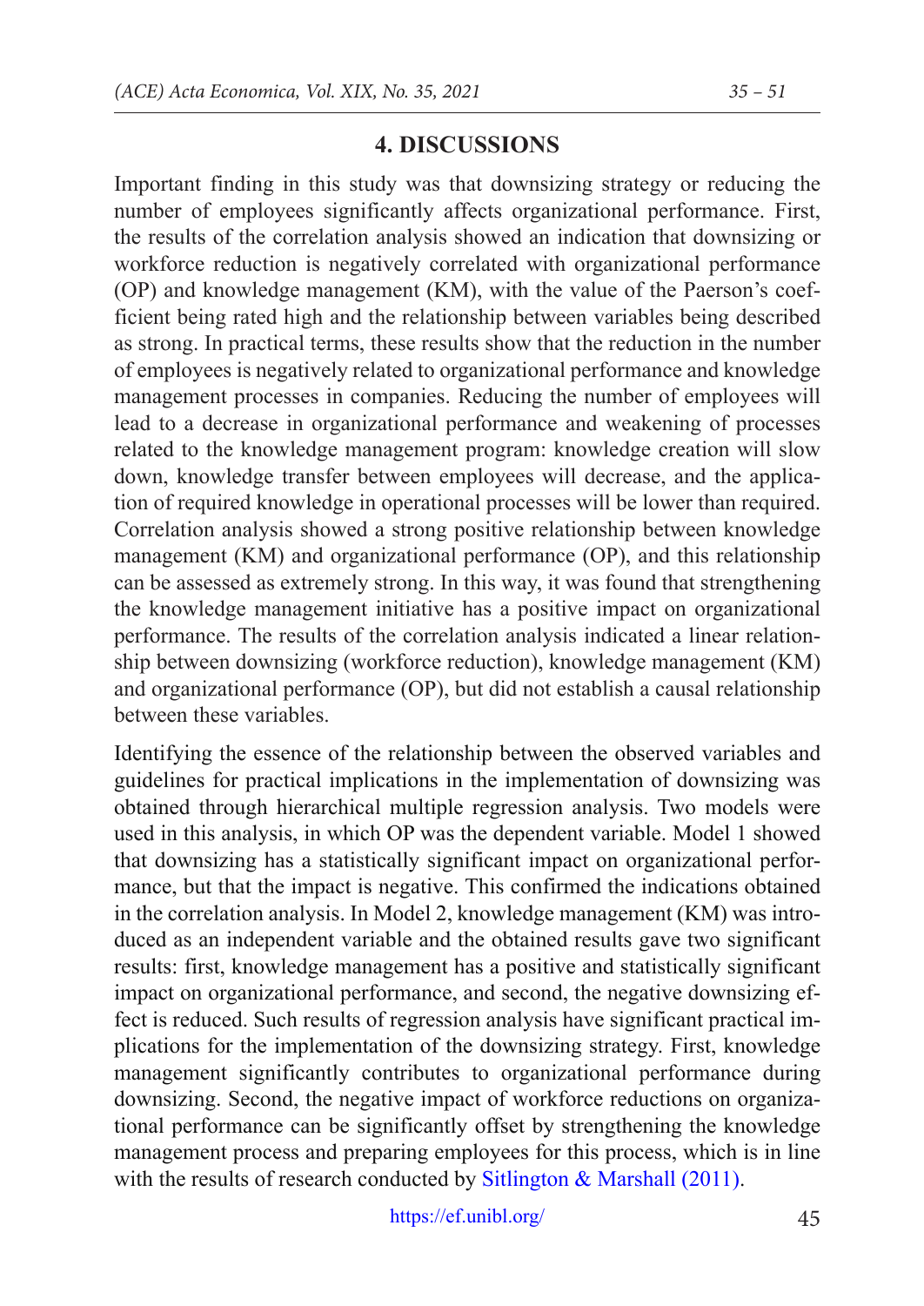## 4. DISCUSSIONS

Important finding in this study was that downsizing strategy or reducing the number of employees significantly affects organizational performance. First, the results of the correlation analysis showed an indication that downsizing or workforce reduction is negatively correlated with organizational performance (OP) and knowledge management (KM), with the value of the Paerson's coefficient being rated high and the relationship between variables being described as strong. In practical terms, these results show that the reduction in the number of employees is negatively related to organizational performance and knowledge management processes in companies. Reducing the number of employees will lead to a decrease in organizational performance and weakening of processes related to the knowledge management program: knowledge creation will slow down, knowledge transfer between employees will decrease, and the application of required knowledge in operational processes will be lower than required. Correlation analysis showed a strong positive relationship between knowledge management (KM) and organizational performance (OP), and this relationship can be assessed as extremely strong. In this way, it was found that strengthening the knowledge management initiative has a positive impact on organizational performance. The results of the correlation analysis indicated a linear relationship between downsizing (workforce reduction), knowledge management (KM) and organizational performance (OP), but did not establish a causal relationship between these variables.

Identifying the essence of the relationship between the observed variables and guidelines for practical implications in the implementation of downsizing was obtained through hierarchical multiple regression analysis. Two models were used in this analysis, in which OP was the dependent variable. Model 1 showed that downsizing has a statistically significant impact on organizational performance, but that the impact is negative. This confirmed the indications obtained in the correlation analysis. In Model 2, knowledge management (KM) was introduced as an independent variable and the obtained results gave two significant results: first, knowledge management has a positive and statistically significant impact on organizational performance, and second, the negative downsizing effect is reduced. Such results of regression analysis have significant practical implications for the implementation of the downsizing strategy. First, knowledge management significantly contributes to organizational performance during downsizing. Second, the negative impact of workforce reductions on organizational performance can be significantly offset by strengthening the knowledge management process and preparing employees for this process, which is in line with the results of research conducted by Sitlington & Marshall (2011).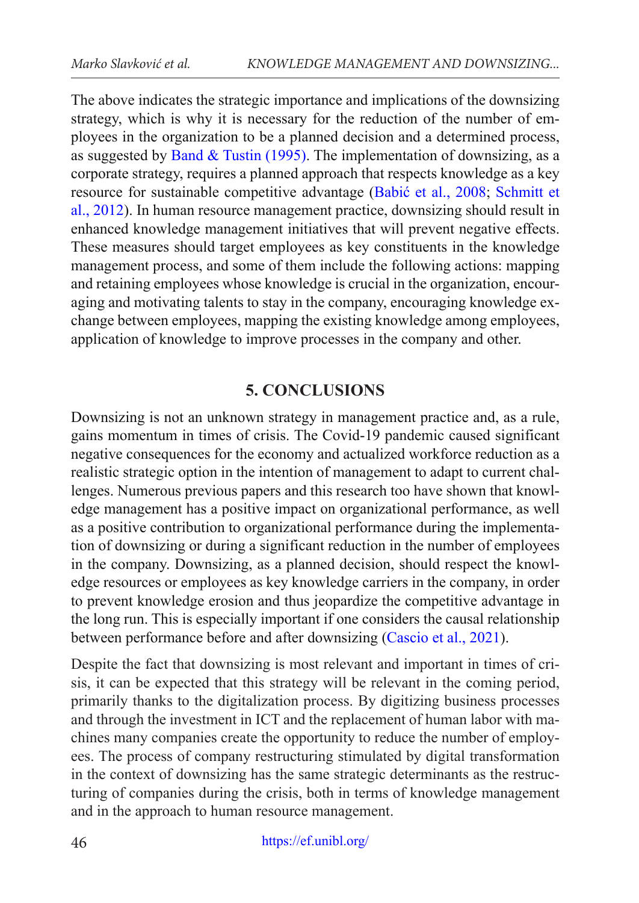The above indicates the strategic importance and implications of the downsizing strategy, which is why it is necessary for the reduction of the number of employees in the organization to be a planned decision and a determined process, as suggested by Band & Tustin (1995). The implementation of downsizing, as a corporate strategy, requires a planned approach that respects knowledge as a key resource for sustainable competitive advantage (Babić et al., 2008; Schmitt et al., 2012). In human resource management practice, downsizing should result in enhanced knowledge management initiatives that will prevent negative effects. These measures should target employees as key constituents in the knowledge management process, and some of them include the following actions: mapping and retaining employees whose knowledge is crucial in the organization, encouraging and motivating talents to stay in the company, encouraging knowledge exchange between employees, mapping the existing knowledge among employees, application of knowledge to improve processes in the company and other.

## 5. CONCLUSIONS

Downsizing is not an unknown strategy in management practice and, as a rule, gains momentum in times of crisis. The Covid-19 pandemic caused significant negative consequences for the economy and actualized workforce reduction as a realistic strategic option in the intention of management to adapt to current challenges. Numerous previous papers and this research too have shown that knowledge management has a positive impact on organizational performance, as well as a positive contribution to organizational performance during the implementation of downsizing or during a significant reduction in the number of employees in the company. Downsizing, as a planned decision, should respect the knowledge resources or employees as key knowledge carriers in the company, in order to prevent knowledge erosion and thus jeopardize the competitive advantage in the long run. This is especially important if one considers the causal relationship between performance before and after downsizing (Cascio et al., 2021).

Despite the fact that downsizing is most relevant and important in times of crisis, it can be expected that this strategy will be relevant in the coming period, primarily thanks to the digitalization process. By digitizing business processes and through the investment in ICT and the replacement of human labor with machines many companies create the opportunity to reduce the number of employees. The process of company restructuring stimulated by digital transformation in the context of downsizing has the same strategic determinants as the restructuring of companies during the crisis, both in terms of knowledge management and in the approach to human resource management.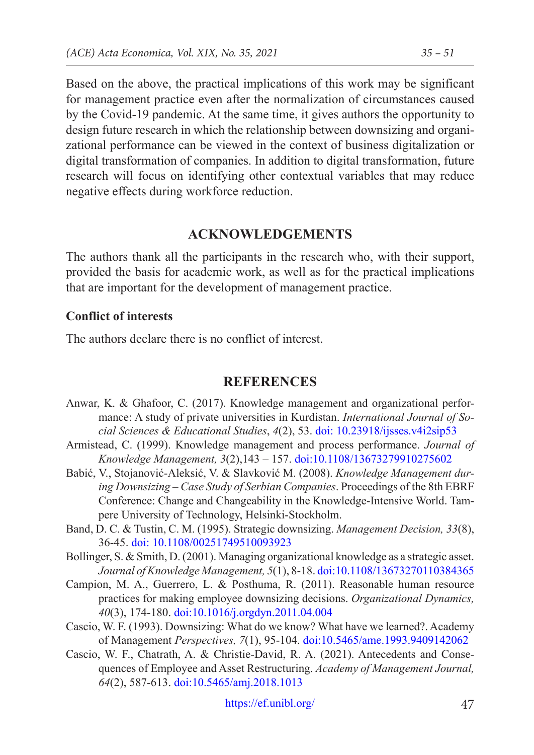Based on the above, the practical implications of this work may be significant for management practice even after the normalization of circumstances caused by the Covid-19 pandemic. At the same time, it gives authors the opportunity to design future research in which the relationship between downsizing and organizational performance can be viewed in the context of business digitalization or digital transformation of companies. In addition to digital transformation, future research will focus on identifying other contextual variables that may reduce negative effects during workforce reduction.

## ACKNOWLEDGEMENTS

The authors thank all the participants in the research who, with their support, provided the basis for academic work, as well as for the practical implications that are important for the development of management practice.

**Conflict of interests**

The authors declare there is no conflict of interest.

## REFERENCES

Anwar, K. & Ghafoor, C. (2017). Knowledge management and organizational performance: A study of private universities in Kurdistan. *International Journal of Social Sciences & Educational Studies*, *4*(2), 53. doi: 10.23918/ijsses.v4i2sip53

Armistead, C. (1999). Knowledge management and process performance. *Journal of Knowledge Management, 3*(2),143 – 157. doi:10.1108/13673279910275602

Babić, V., Stojanović-Aleksić, V. & Slavković M. (2008). *Knowledge Management during Downsizing – Case Study of Serbian Companies*. Proceedings of the 8th EBRF Conference: Change and Changeability in the Knowledge-Intensive World. Tampere University of Technology, Helsinki-Stockholm.

Band, D. C. & Tustin, C. M. (1995). Strategic downsizing. *Management Decision, 33*(8), 36-45. doi: 10.1108/00251749510093923

Bollinger, S. & Smith, D. (2001). Managing organizational knowledge as a strategic asset. *Journal of Knowledge Management, 5*(1), 8-18. doi:10.1108/13673270110384365

Campion, M. A., Guerrero, L. & Posthuma, R. (2011). Reasonable human resource practices for making employee downsizing decisions. *Organizational Dynamics, 40*(3), 174-180. doi:10.1016/j.orgdyn.2011.04.004

Cascio, W. F. (1993). Downsizing: What do we know? What have we learned?. Academy of Management *Perspectives, 7*(1), 95-104. doi:10.5465/ame.1993.9409142062

Cascio, W. F., Chatrath, A. & Christie-David, R. A. (2021). Antecedents and Consequences of Employee and Asset Restructuring. *Academy of Management Journal, 64*(2), 587-613. doi:10.5465/amj.2018.1013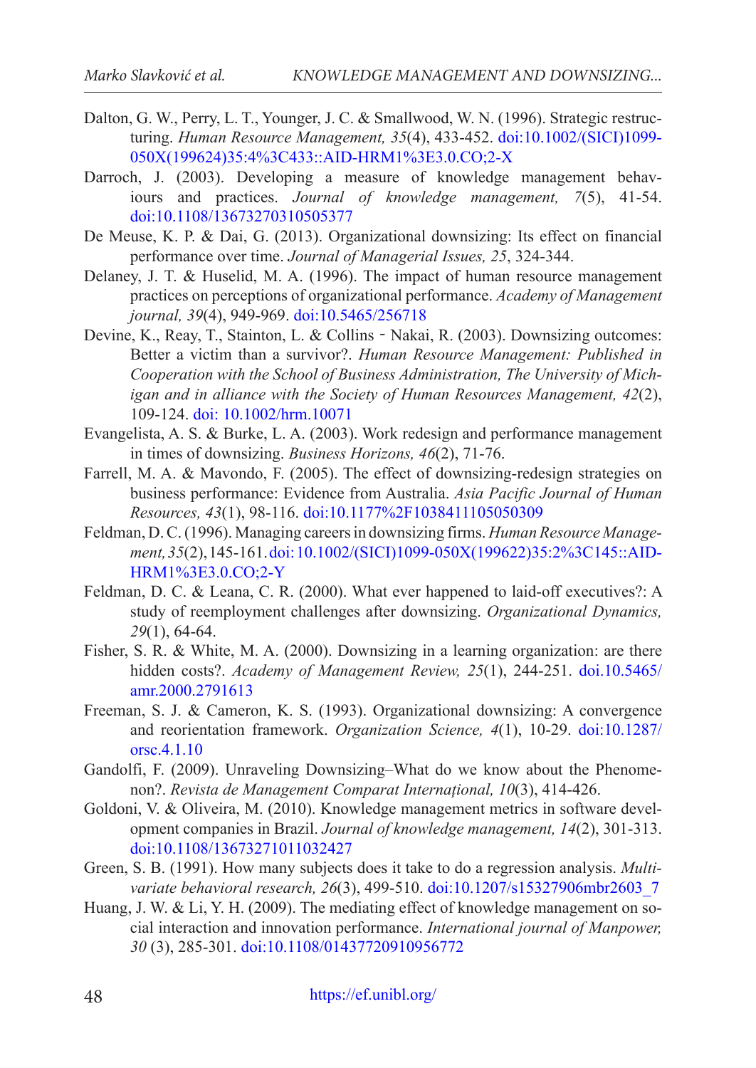Dalton, G. W., Perry, L. T., Younger, J. C. & Smallwood, W. N. (1996). Strategic restructuring. *Human Resource Management, 35*(4), 433-452. doi:10.1002/(SICI)1099-050X(199624)35:4%3C433::AID-HRM1%3E3.0.CO;2-X

Darroch, J. (2003). Developing a measure of knowledge management behaviours and practices. *Journal of knowledge management, 7*(5), 41-54. doi:10.1108/13673270310505377

De Meuse, K. P. & Dai, G. (2013). Organizational downsizing: Its effect on financial performance over time. *Journal of Managerial Issues, 25*, 324-344.

Delaney, J. T. & Huselid, M. A. (1996). The impact of human resource management practices on perceptions of organizational performance. *Academy of Management journal, 39*(4), 949-969. doi:10.5465/256718

Devine, K., Reay, T., Stainton, L. & Collins‐Nakai, R. (2003). Downsizing outcomes: Better a victim than a survivor?. *Human Resource Management: Published in Cooperation with the School of Business Administration, The University of Michigan and in alliance with the Society of Human Resources Management, 42*(2), 109-124. doi: 10.1002/hrm.10071

Evangelista, A. S. & Burke, L. A. (2003). Work redesign and performance management in times of downsizing. *Business Horizons, 46*(2), 71-76.

Farrell, M. A. & Mavondo, F. (2005). The effect of downsizing-redesign strategies on business performance: Evidence from Australia. *Asia Pacific Journal of Human Resources, 43*(1), 98-116. doi:10.1177%2F1038411105050309

Feldman, D. C. (1996). Managing careers in downsizing firms. *Human Resource Management, 35*(2), 145-161. doi: 10.1002/(SICI)1099-050X(199622)35:2%3C145::AID-HRM1%3E3.0.CO;2-Y

Feldman, D. C. & Leana, C. R. (2000). What ever happened to laid-off executives?: A study of reemployment challenges after downsizing. *Organizational Dynamics, 29*(1), 64-64.

Fisher, S. R. & White, M. A. (2000). Downsizing in a learning organization: are there hidden costs?. *Academy of Management Review, 25*(1), 244-251. doi.10.5465/amr.2000.2791613

Freeman, S. J. & Cameron, K. S. (1993). Organizational downsizing: A convergence and reorientation framework. *Organization Science, 4*(1), 10-29. doi:10.1287/orsc.4.1.10

Gandolfi, F. (2009). Unraveling Downsizing–What do we know about the Phenomenon?. *Revista de Management Comparat Internațional, 10*(3), 414-426.

Goldoni, V. & Oliveira, M. (2010). Knowledge management metrics in software development companies in Brazil. *Journal of knowledge management, 14*(2), 301-313. doi:10.1108/13673271011032427

Green, S. B. (1991). How many subjects does it take to do a regression analysis. *Multivariate behavioral research, 26*(3), 499-510. doi:10.1207/s15327906mbr2603_7

Huang, J. W. & Li, Y. H. (2009). The mediating effect of knowledge management on social interaction and innovation performance. *International journal of Manpower, 30* (3), 285-301. doi:10.1108/01437720910956772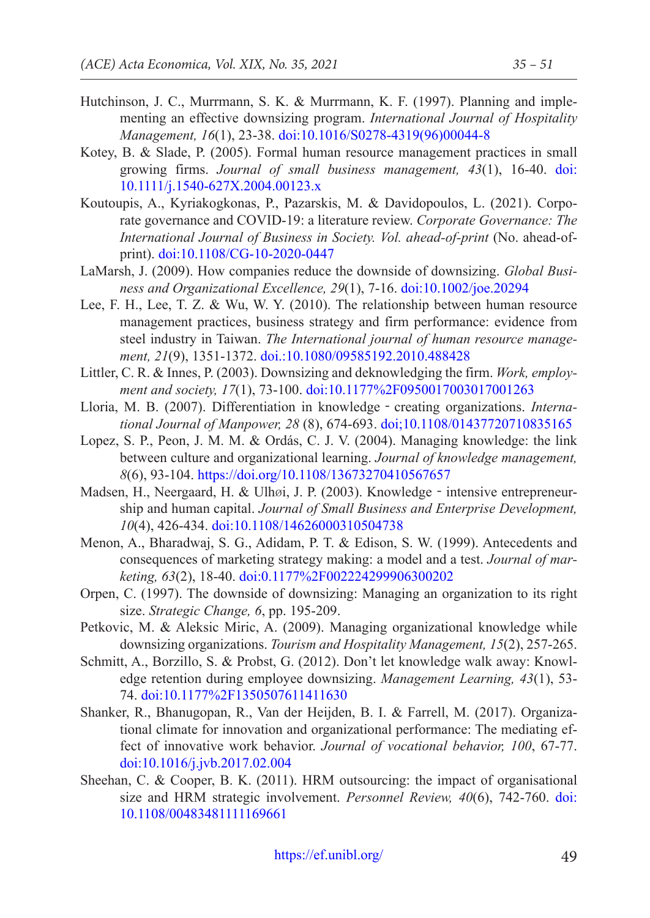Hutchinson, J. C., Murrmann, S. K. & Murrmann, K. F. (1997). Planning and implementing an effective downsizing program. *International Journal of Hospitality Management, 16*(1), 23-38. doi:10.1016/S0278-4319(96)00044-8

Kotey, B. & Slade, P. (2005). Formal human resource management practices in small growing firms. *Journal of small business management, 43*(1), 16-40. doi: 10.1111/j.1540-627X.2004.00123.x

Koutoupis, A., Kyriakogkonas, P., Pazarskis, M. & Davidopoulos, L. (2021). Corporate governance and COVID-19: a literature review. *Corporate Governance: The International Journal of Business in Society. Vol. ahead-of-print* (No. ahead-of-print). doi:10.1108/CG-10-2020-0447

LaMarsh, J. (2009). How companies reduce the downside of downsizing. *Global Business and Organizational Excellence, 29*(1), 7-16. doi:10.1002/joe.20294

Lee, F. H., Lee, T. Z. & Wu, W. Y. (2010). The relationship between human resource management practices, business strategy and firm performance: evidence from steel industry in Taiwan. *The International journal of human resource management, 21*(9), 1351-1372. doi.:10.1080/09585192.2010.488428

Littler, C. R. & Innes, P. (2003). Downsizing and deknowledging the firm. *Work, employment and society, 17*(1), 73-100. doi:10.1177%2F0950017003017001263

Lloria, M. B. (2007). Differentiation in knowledge‐creating organizations. *International Journal of Manpower, 28* (8), 674-693. doi;10.1108/01437720710835165

Lopez, S. P., Peon, J. M. M. & Ordás, C. J. V. (2004). Managing knowledge: the link between culture and organizational learning. *Journal of knowledge management, 8*(6), 93-104. https://doi.org/10.1108/13673270410567657

Madsen, H., Neergaard, H. & Ulhøi, J. P. (2003). Knowledge‐intensive entrepreneurship and human capital. *Journal of Small Business and Enterprise Development, 10*(4), 426-434. doi:10.1108/14626000310504738

Menon, A., Bharadwaj, S. G., Adidam, P. T. & Edison, S. W. (1999). Antecedents and consequences of marketing strategy making: a model and a test. *Journal of marketing, 63*(2), 18-40. doi:0.1177%2F002224299906300202

Orpen, C. (1997). The downside of downsizing: Managing an organization to its right size. *Strategic Change, 6*, pp. 195-209.

Petkovic, M. & Aleksic Miric, A. (2009). Managing organizational knowledge while downsizing organizations. *Tourism and Hospitality Management, 15*(2), 257-265.

Schmitt, A., Borzillo, S. & Probst, G. (2012). Don't let knowledge walk away: Knowledge retention during employee downsizing. *Management Learning, 43*(1), 53-74. doi:10.1177%2F1350507611411630

Shanker, R., Bhanugopan, R., Van der Heijden, B. I. & Farrell, M. (2017). Organizational climate for innovation and organizational performance: The mediating effect of innovative work behavior. *Journal of vocational behavior, 100*, 67-77. doi:10.1016/j.jvb.2017.02.004

Sheehan, C. & Cooper, B. K. (2011). HRM outsourcing: the impact of organisational size and HRM strategic involvement. *Personnel Review, 40*(6), 742-760. doi: 10.1108/00483481111169661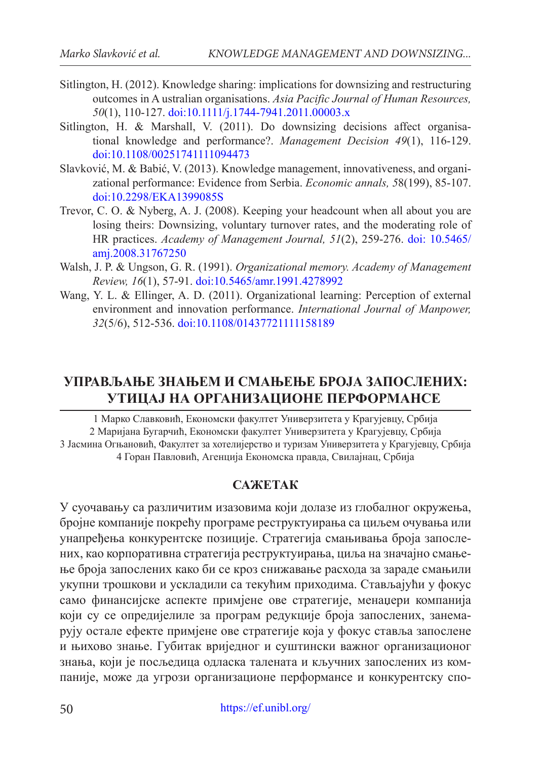Sitlington, H. (2012). Knowledge sharing: implications for downsizing and restructuring outcomes in A ustralian organisations. *Asia Pacific Journal of Human Resources, 50*(1), 110-127. doi:10.1111/j.1744-7941.2011.00003.x

Sitlington, H. & Marshall, V. (2011). Do downsizing decisions affect organisational knowledge and performance?. *Management Decision 49*(1), 116-129. doi:10.1108/00251741111094473

Slavković, M. & Babić, V. (2013). Knowledge management, innovativeness, and organizational performance: Evidence from Serbia. *Economic annals, 5*8(199), 85-107. doi:10.2298/EKA1399085S

Trevor, C. O. & Nyberg, A. J. (2008). Keeping your headcount when all about you are losing theirs: Downsizing, voluntary turnover rates, and the moderating role of HR practices. *Academy of Management Journal, 51*(2), 259-276. doi: 10.5465/amj.2008.31767250

Walsh, J. P. & Ungson, G. R. (1991). *Organizational memory. Academy of Management Review, 16*(1), 57-91. doi:10.5465/amr.1991.4278992

Wang, Y. L. & Ellinger, A. D. (2011). Organizational learning: Perception of external environment and innovation performance. *International Journal of Manpower, 32*(5/6), 512-536. doi:10.1108/01437721111158189

## УПРАВЉАЊЕ ЗНАЊЕМ И СМАЊЕЊЕ БРОЈА ЗАПОСЛЕНИХ: УТИЦАЈ НА ОРГАНИЗАЦИОНЕ ПЕРФОРМАНСЕ

1 Марко Славковић, Економски факултет Универзитета у Крагујевцу, Србија
2 Маријана Бугарчић, Економски факултет Универзитета у Крагујевцу, Србија
3 Јасмина Огњановић, Факултет за хотелијерство и туризам Универзитета у Крагујевцу, Србија
4 Горан Павловић, Агенција Економска правда, Свилајнац, Србија

### САЖЕТАК

У суочавању са различитим изазовима који долазе из глобалног окружења, бројне компаније покрећу програме реструктуирања са циљем очувања или унапређења конкурентске позиције. Стратегија смањивања броја запослених, као корпоративна стратегија реструктуирања, циља на значајно смањење броја запослених како би се кроз снижавање расхода за зараде смањили укупни трошкови и ускладили са текућим приходима. Стављајући у фокус само финансијске аспекте примјене ове стратегије, менаџери компанија који су се опредијелиле за програм редукције броја запослених, занемарују остале ефекте примјене ове стратегије која у фокус ставља запослене и њихово знање. Губитак вриједног и суштински важног организационог знања, који је посљедица одласка талената и кључних запослених из компаније, може да угрози организационе перформансе и конкурентску спо-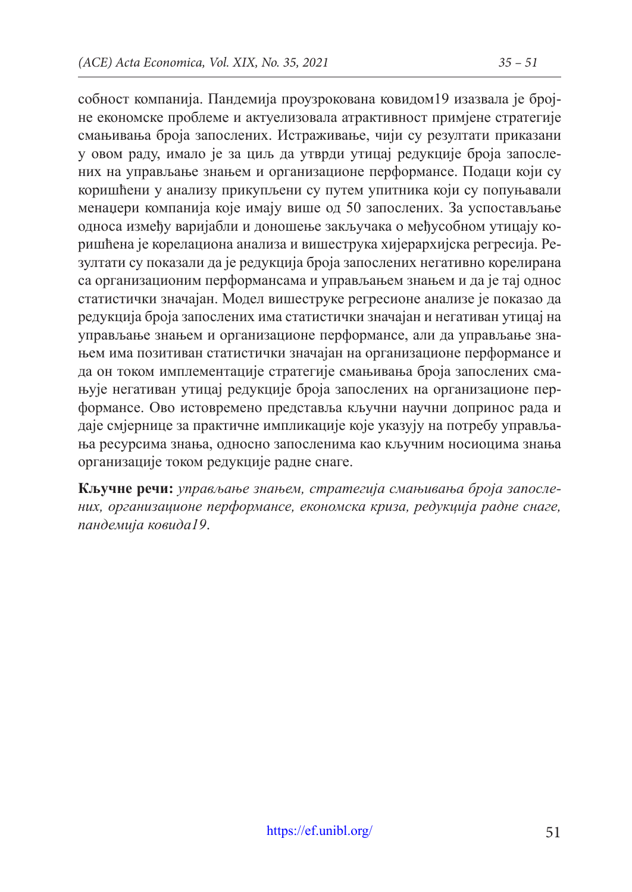собност компанија. Пандемија проузрокована ковидом19 изазвала је бројне економске проблеме и актуелизовала атрактивност примјене стратегије смањивања броја запослених. Истраживање, чији су резултати приказани у овом раду, имало је за циљ да утврди утицај редукције броја запослених на управљање знањем и организационе перформансе. Подаци који су коришћени у анализу прикупљени су путем упитника који су попуњавали менаџери компанија које имају више од 50 запослених. За успостављање односа између варијабли и доношење закључака о међусобном утицају коришћена је корелациона анализа и вишеструка хијерархијска регресија. Резултати су показали да је редукција броја запослених негативно корелирана са организационим перформансама и управљањем знањем и да је тај однос статистички значајан. Модел вишеструке регресионе анализе је показао да редукција броја запослених има статистички значајан и негативан утицај на управљање знањем и организационе перформансе, али да управљање знањем има позитиван статистички значајан на организационе перформансе и да он током имплементације стратегије смањивања броја запослених смањује негативан утицај редукције броја запослених на организационе перформансе. Ово истовремено представља кључни научни допринос рада и даје смјернице за практичне импликације које указују на потребу управљања ресурсима знања, односно запосленима као кључним носиоцима знања организације током редукције радне снаге.

**Кључне речи:** *управљање знањем, стратегија смањивања броја запослених, организационе перформансе, економска криза, редукција радне снаге, пандемија ковида19*.